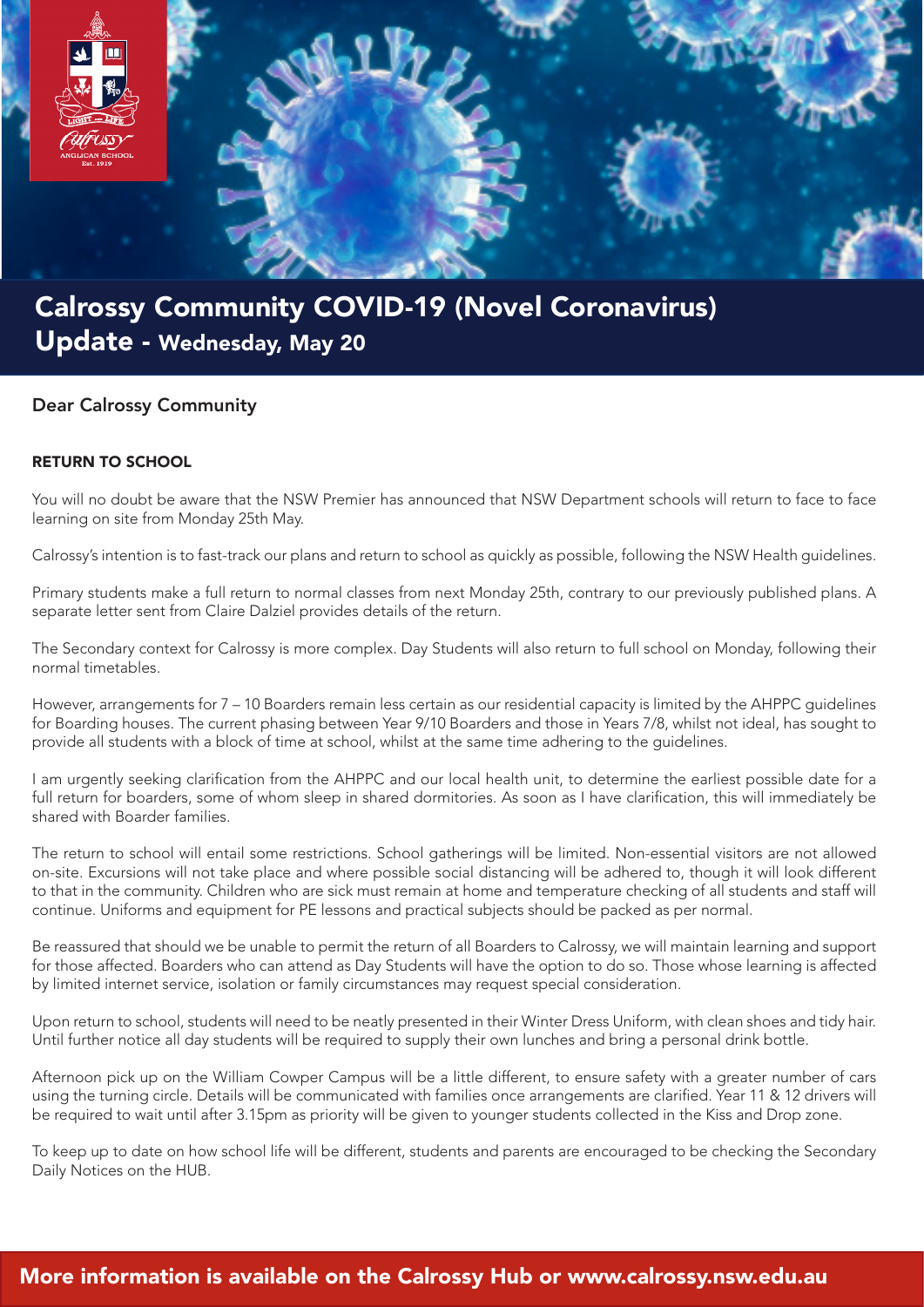# Calrossy Community COVID-19 (Novel Coronavirus) Update - Wednesday, May 20

## Dear Calrossy Community

### RETURN TO SCHOOL

You will no doubt be aware that the NSW Premier has announced that NSW Department schools will return to face to face learning on site from Monday 25th May.

Calrossy's intention is to fast-track our plans and return to school as quickly as possible, following the NSW Health guidelines.

Primary students make a full return to normal classes from next Monday 25th, contrary to our previously published plans. A separate letter sent from Claire Dalziel provides details of the return.

The Secondary context for Calrossy is more complex. Day Students will also return to full school on Monday, following their normal timetables.

However, arrangements for 7 – 10 Boarders remain less certain as our residential capacity is limited by the AHPPC guidelines for Boarding houses. The current phasing between Year 9/10 Boarders and those in Years 7/8, whilst not ideal, has sought to provide all students with a block of time at school, whilst at the same time adhering to the guidelines.

I am urgently seeking clarification from the AHPPC and our local health unit, to determine the earliest possible date for a full return for boarders, some of whom sleep in shared dormitories. As soon as I have clarification, this will immediately be shared with Boarder families.

The return to school will entail some restrictions. School gatherings will be limited. Non-essential visitors are not allowed on-site. Excursions will not take place and where possible social distancing will be adhered to, though it will look different to that in the community. Children who are sick must remain at home and temperature checking of all students and staff will continue. Uniforms and equipment for PE lessons and practical subjects should be packed as per normal.

Be reassured that should we be unable to permit the return of all Boarders to Calrossy, we will maintain learning and support for those affected. Boarders who can attend as Day Students will have the option to do so. Those whose learning is affected by limited internet service, isolation or family circumstances may request special consideration.

Upon return to school, students will need to be neatly presented in their Winter Dress Uniform, with clean shoes and tidy hair. Until further notice all day students will be required to supply their own lunches and bring a personal drink bottle.

Afternoon pick up on the William Cowper Campus will be a little different, to ensure safety with a greater number of cars using the turning circle. Details will be communicated with families once arrangements are clarified. Year 11 & 12 drivers will be required to wait until after 3.15pm as priority will be given to younger students collected in the Kiss and Drop zone.

To keep up to date on how school life will be different, students and parents are encouraged to be checking the Secondary Daily Notices on the HUB.

**More information is available on the Calrossy Hub or www.calrossy.nsw.edu.au**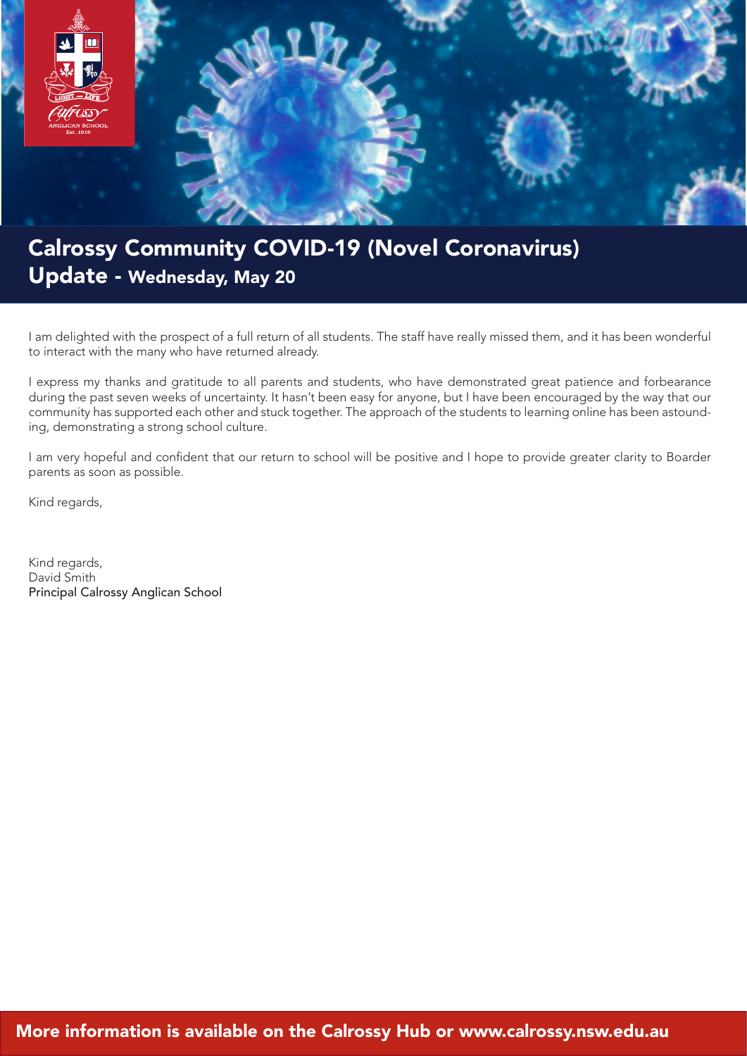# Calrossy Community COVID-19 (Novel Coronavirus) Update - Wednesday, May 20

I am delighted with the prospect of a full return of all students. The staff have really missed them, and it has been wonderful to interact with the many who have returned already.

I express my thanks and gratitude to all parents and students, who have demonstrated great patience and forbearance during the past seven weeks of uncertainty. It hasn't been easy for anyone, but I have been encouraged by the way that our community has supported each other and stuck together. The approach of the students to learning online has been astounding, demonstrating a strong school culture.

I am very hopeful and confident that our return to school will be positive and I hope to provide greater clarity to Boarder parents as soon as possible.

Kind regards,

Kind regards,
David Smith
Principal Calrossy Anglican School

**More information is available on the Calrossy Hub or www.calrossy.nsw.edu.au**